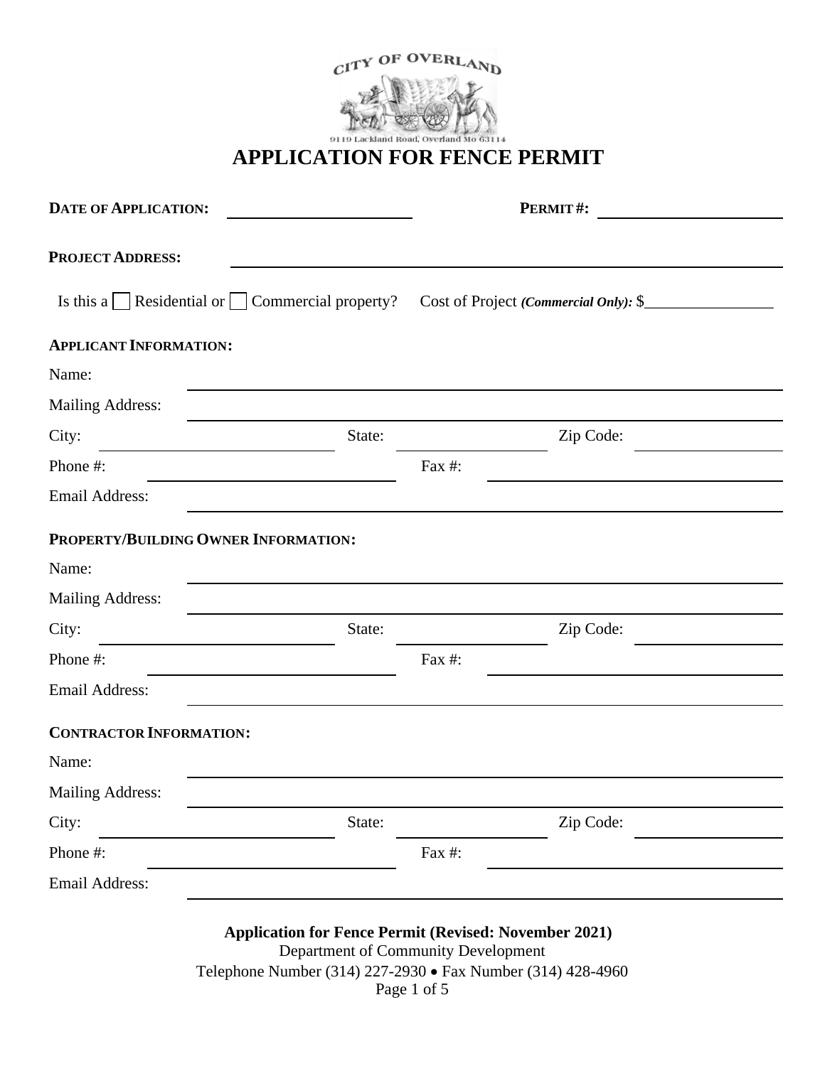CITY OF OVERLAND

9119 Lackland Road, Overland Mo 63114

# APPLICATION FOR FENCE PERMIT

**DATE OF APPLICATION:** ____________________ **PERMIT #:** ____________________

**PROJECT ADDRESS:** ________________________________________________

Is this a ☐ Residential or ☐ Commercial property? Cost of Project ***(Commercial Only):*** $________________

**APPLICANT INFORMATION:**

Name: ________________________________________________

Mailing Address: ________________________________________________

City: ____________________ State: ____________ Zip Code: ____________

Phone #: ____________________ Fax #: ____________________

Email Address: ________________________________________________

**PROPERTY/BUILDING OWNER INFORMATION:**

Name: ________________________________________________

Mailing Address: ________________________________________________

City: ____________________ State: ____________ Zip Code: ____________

Phone #: ____________________ Fax #: ____________________

Email Address: ________________________________________________

**CONTRACTOR INFORMATION:**

Name: ________________________________________________

Mailing Address: ________________________________________________

City: ____________________ State: ____________ Zip Code: ____________

Phone #: ____________________ Fax #: ____________________

Email Address: ________________________________________________

**Application for Fence Permit (Revised: November 2021)**
Department of Community Development
Telephone Number (314) 227-2930 • Fax Number (314) 428-4960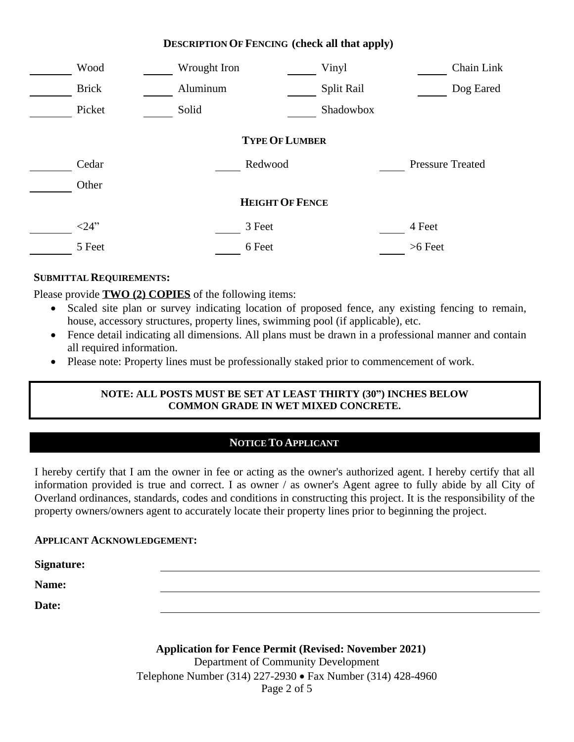## DESCRIPTION OF FENCING (check all that apply)

| | | | |
|---|---|---|---|
| ______ Wood | ______ Wrought Iron | ______ Vinyl | ______ Chain Link |
| ______ Brick | ______ Aluminum | ______ Split Rail | ______ Dog Eared |
| ______ Picket | ______ Solid | ______ Shadowbox | |

## TYPE OF LUMBER

| | | |
|---|---|---|
| ______ Cedar | ______ Redwood | ______ Pressure Treated |
| ______ Other | | |

## HEIGHT OF FENCE

| | | |
|---|---|---|
| ______ <24" | ______ 3 Feet | ______ 4 Feet |
| ______ 5 Feet | ______ 6 Feet | ______ >6 Feet |

**SUBMITTAL REQUIREMENTS:**

Please provide **TWO (2) COPIES** of the following items:

- Scaled site plan or survey indicating location of proposed fence, any existing fencing to remain, house, accessory structures, property lines, swimming pool (if applicable), etc.
- Fence detail indicating all dimensions. All plans must be drawn in a professional manner and contain all required information.
- Please note: Property lines must be professionally staked prior to commencement of work.

**NOTE: ALL POSTS MUST BE SET AT LEAST THIRTY (30") INCHES BELOW COMMON GRADE IN WET MIXED CONCRETE.**

## NOTICE TO APPLICANT

I hereby certify that I am the owner in fee or acting as the owner's authorized agent. I hereby certify that all information provided is true and correct. I as owner / as owner's Agent agree to fully abide by all City of Overland ordinances, standards, codes and conditions in constructing this project. It is the responsibility of the property owners/owners agent to accurately locate their property lines prior to beginning the project.

**APPLICANT ACKNOWLEDGEMENT:**

**Signature:** ______________________________

**Name:** ______________________________

**Date:** ______________________________

**Application for Fence Permit (Revised: November 2021)**
Department of Community Development
Telephone Number (314) 227-2930 • Fax Number (314) 428-4960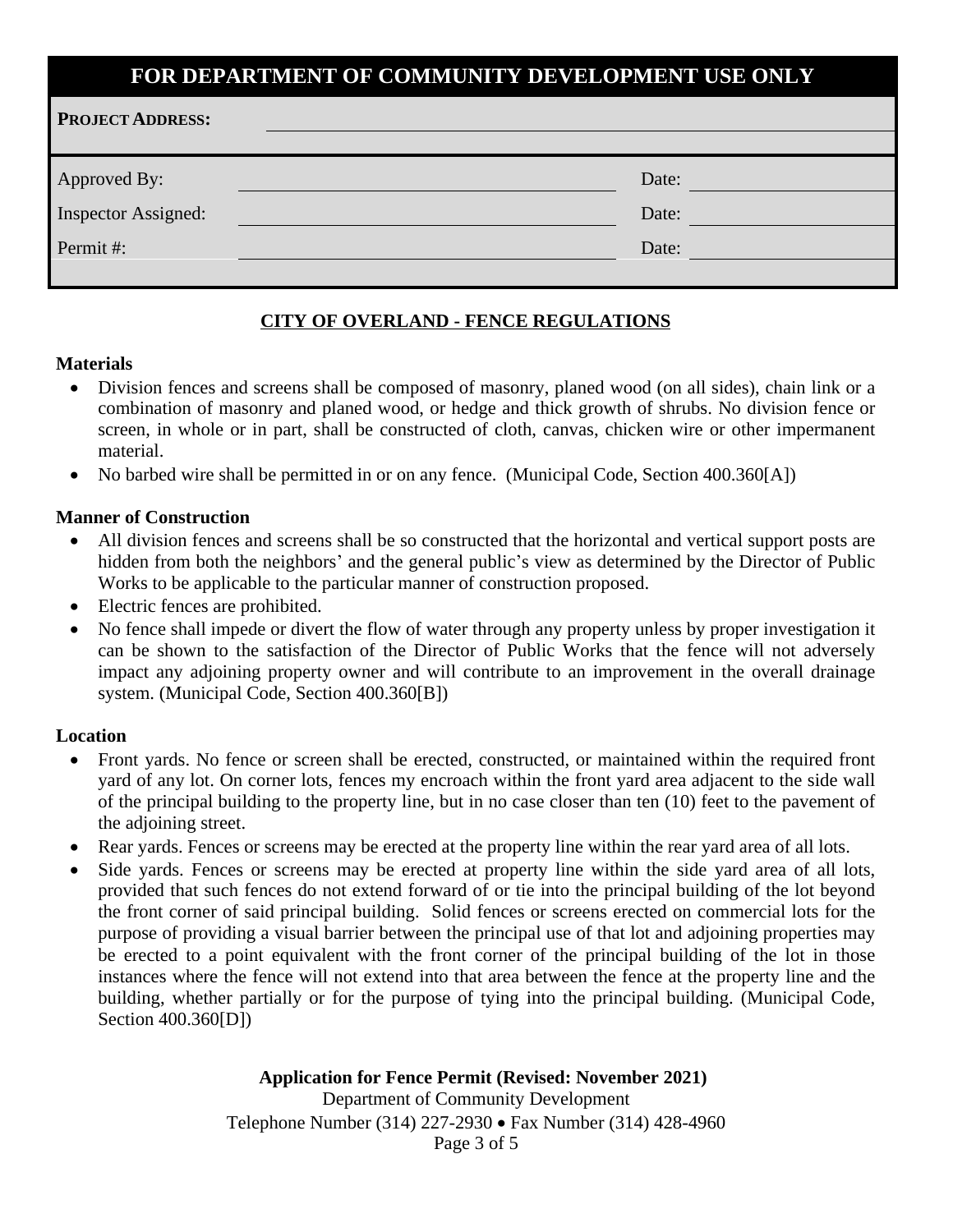## FOR DEPARTMENT OF COMMUNITY DEVELOPMENT USE ONLY

| | | | |
|---|---|---|---|
| **PROJECT ADDRESS:** | | | |
| Approved By: | | Date: | |
| Inspector Assigned: | | Date: | |
| Permit #: | | Date: | |

## CITY OF OVERLAND - FENCE REGULATIONS

### Materials

- Division fences and screens shall be composed of masonry, planed wood (on all sides), chain link or a combination of masonry and planed wood, or hedge and thick growth of shrubs. No division fence or screen, in whole or in part, shall be constructed of cloth, canvas, chicken wire or other impermanent material.
- No barbed wire shall be permitted in or on any fence. (Municipal Code, Section 400.360[A])

### Manner of Construction

- All division fences and screens shall be so constructed that the horizontal and vertical support posts are hidden from both the neighbors' and the general public's view as determined by the Director of Public Works to be applicable to the particular manner of construction proposed.
- Electric fences are prohibited.
- No fence shall impede or divert the flow of water through any property unless by proper investigation it can be shown to the satisfaction of the Director of Public Works that the fence will not adversely impact any adjoining property owner and will contribute to an improvement in the overall drainage system. (Municipal Code, Section 400.360[B])

### Location

- Front yards. No fence or screen shall be erected, constructed, or maintained within the required front yard of any lot. On corner lots, fences my encroach within the front yard area adjacent to the side wall of the principal building to the property line, but in no case closer than ten (10) feet to the pavement of the adjoining street.
- Rear yards. Fences or screens may be erected at the property line within the rear yard area of all lots.
- Side yards. Fences or screens may be erected at property line within the side yard area of all lots, provided that such fences do not extend forward of or tie into the principal building of the lot beyond the front corner of said principal building. Solid fences or screens erected on commercial lots for the purpose of providing a visual barrier between the principal use of that lot and adjoining properties may be erected to a point equivalent with the front corner of the principal building of the lot in those instances where the fence will not extend into that area between the fence at the property line and the building, whether partially or for the purpose of tying into the principal building. (Municipal Code, Section 400.360[D])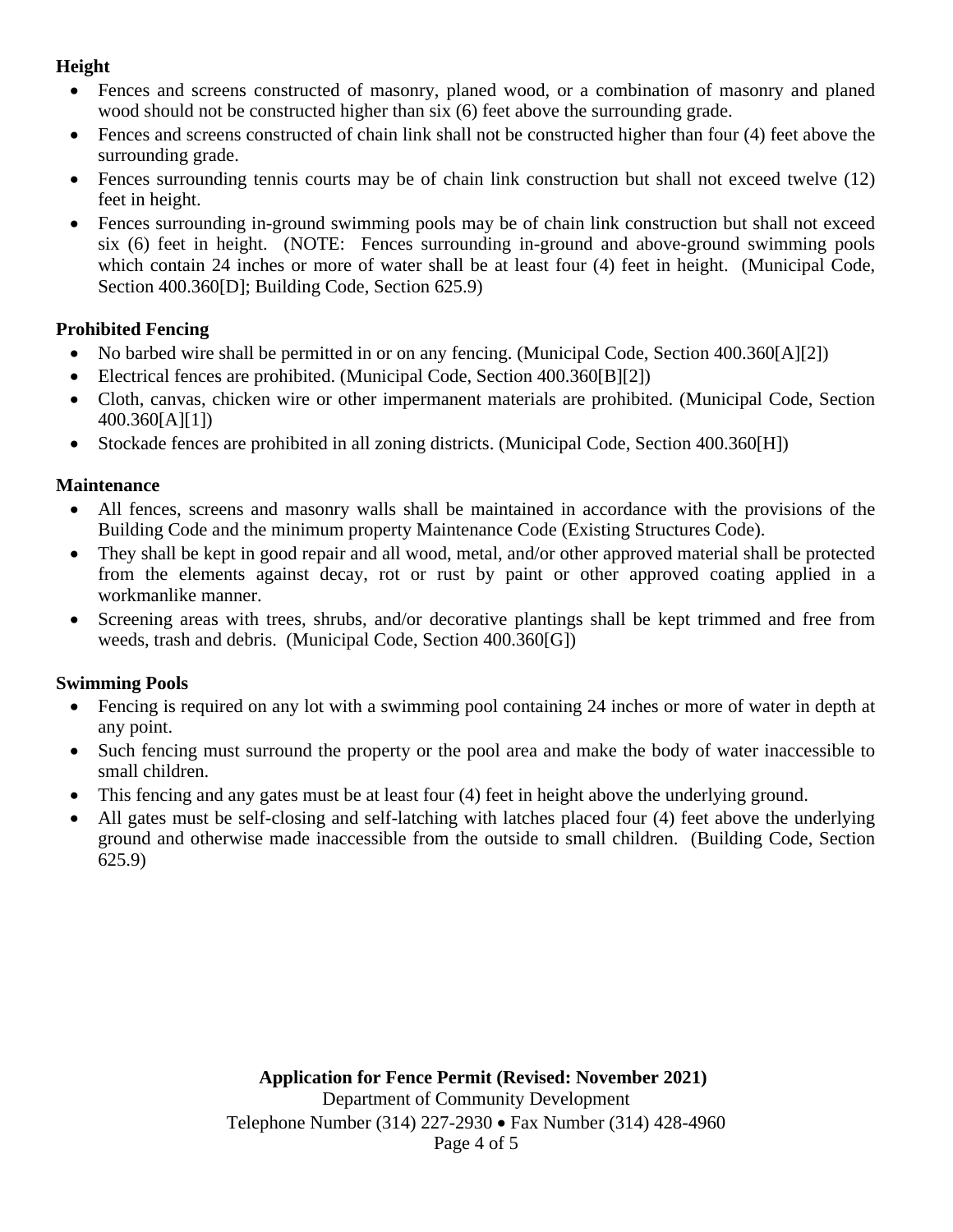**Height**

- Fences and screens constructed of masonry, planed wood, or a combination of masonry and planed wood should not be constructed higher than six (6) feet above the surrounding grade.
- Fences and screens constructed of chain link shall not be constructed higher than four (4) feet above the surrounding grade.
- Fences surrounding tennis courts may be of chain link construction but shall not exceed twelve (12) feet in height.
- Fences surrounding in-ground swimming pools may be of chain link construction but shall not exceed six (6) feet in height. (NOTE: Fences surrounding in-ground and above-ground swimming pools which contain 24 inches or more of water shall be at least four (4) feet in height. (Municipal Code, Section 400.360[D]; Building Code, Section 625.9)

**Prohibited Fencing**

- No barbed wire shall be permitted in or on any fencing. (Municipal Code, Section 400.360[A][2])
- Electrical fences are prohibited. (Municipal Code, Section 400.360[B][2])
- Cloth, canvas, chicken wire or other impermanent materials are prohibited. (Municipal Code, Section 400.360[A][1])
- Stockade fences are prohibited in all zoning districts. (Municipal Code, Section 400.360[H])

**Maintenance**

- All fences, screens and masonry walls shall be maintained in accordance with the provisions of the Building Code and the minimum property Maintenance Code (Existing Structures Code).
- They shall be kept in good repair and all wood, metal, and/or other approved material shall be protected from the elements against decay, rot or rust by paint or other approved coating applied in a workmanlike manner.
- Screening areas with trees, shrubs, and/or decorative plantings shall be kept trimmed and free from weeds, trash and debris. (Municipal Code, Section 400.360[G])

**Swimming Pools**

- Fencing is required on any lot with a swimming pool containing 24 inches or more of water in depth at any point.
- Such fencing must surround the property or the pool area and make the body of water inaccessible to small children.
- This fencing and any gates must be at least four (4) feet in height above the underlying ground.
- All gates must be self-closing and self-latching with latches placed four (4) feet above the underlying ground and otherwise made inaccessible from the outside to small children. (Building Code, Section 625.9)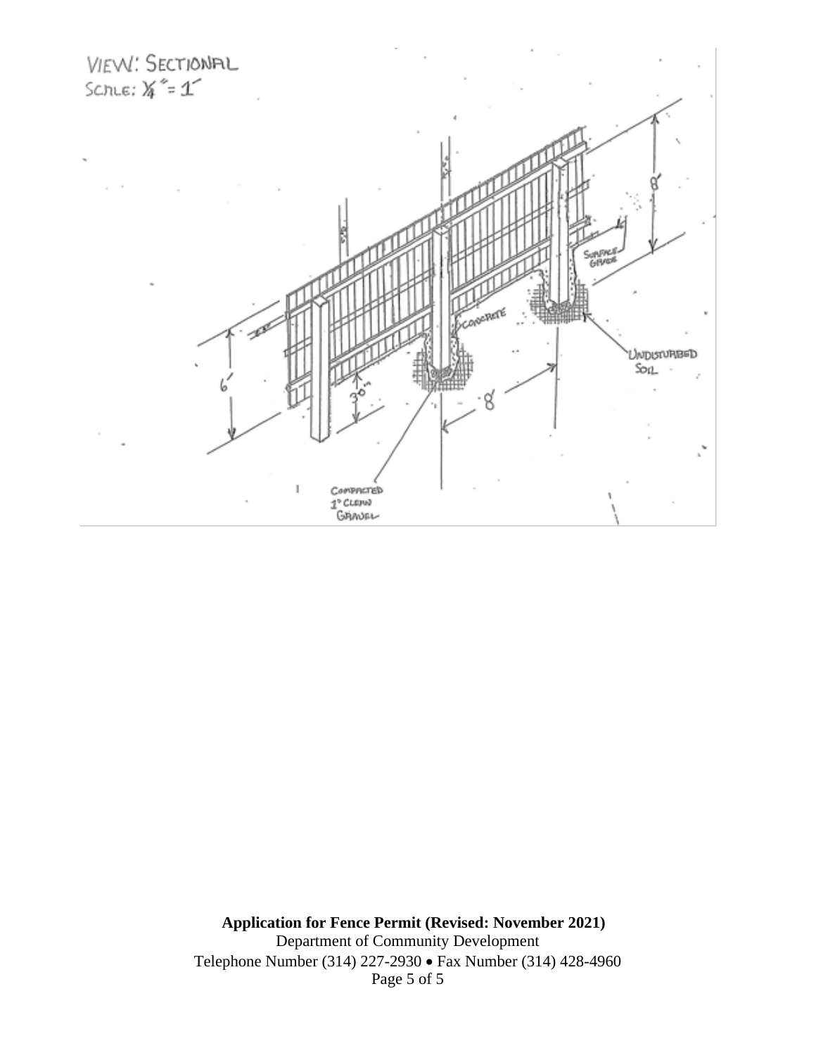VIEW: SECTIONAL

SCALE: 1/4" = 1'

8'

6'

30"

8'

CONCRETE

SURFACE GRADE

UNDISTURBED SOIL

COMPACTED 1" CLEAN GRAVEL